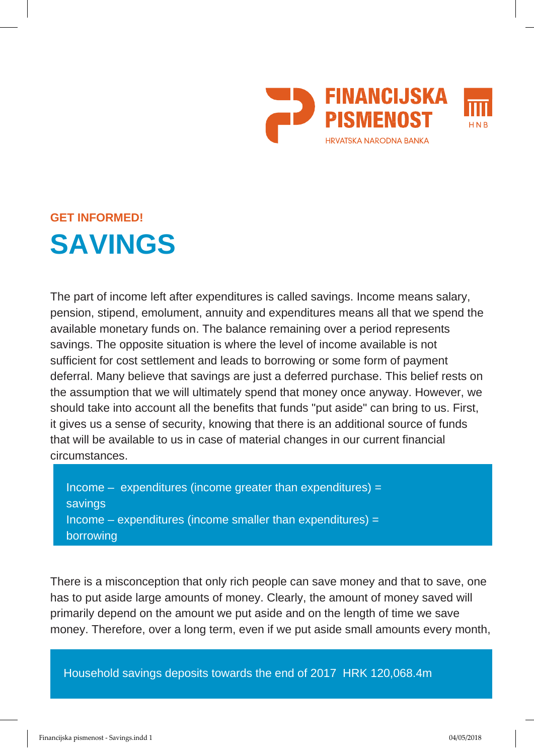FINANCIJSKA PISMENOST

HRVATSKA NARODNA BANKA

HNB

GET INFORMED!

# SAVINGS

The part of income left after expenditures is called savings. Income means salary, pension, stipend, emolument, annuity and expenditures means all that we spend the available monetary funds on. The balance remaining over a period represents savings. The opposite situation is where the level of income available is not sufficient for cost settlement and leads to borrowing or some form of payment deferral. Many believe that savings are just a deferred purchase. This belief rests on the assumption that we will ultimately spend that money once anyway. However, we should take into account all the benefits that funds "put aside" can bring to us. First, it gives us a sense of security, knowing that there is an additional source of funds that will be available to us in case of material changes in our current financial circumstances.

> Income – expenditures (income greater than expenditures) = savings
> Income – expenditures (income smaller than expenditures) = borrowing

There is a misconception that only rich people can save money and that to save, one has to put aside large amounts of money. Clearly, the amount of money saved will primarily depend on the amount we put aside and on the length of time we save money. Therefore, over a long term, even if we put aside small amounts every month,

> Household savings deposits towards the end of 2017 HRK 120,068.4m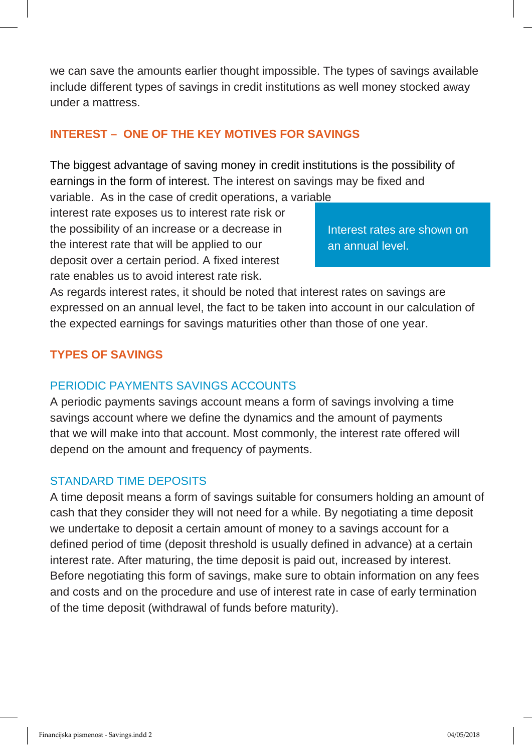we can save the amounts earlier thought impossible. The types of savings available include different types of savings in credit institutions as well money stocked away under a mattress.

## INTEREST – ONE OF THE KEY MOTIVES FOR SAVINGS

The biggest advantage of saving money in credit institutions is the possibility of earnings in the form of interest. The interest on savings may be fixed and variable. As in the case of credit operations, a variable interest rate exposes us to interest rate risk or the possibility of an increase or a decrease in the interest rate that will be applied to our deposit over a certain period. A fixed interest rate enables us to avoid interest rate risk.

> Interest rates are shown on an annual level.

As regards interest rates, it should be noted that interest rates on savings are expressed on an annual level, the fact to be taken into account in our calculation of the expected earnings for savings maturities other than those of one year.

## TYPES OF SAVINGS

### PERIODIC PAYMENTS SAVINGS ACCOUNTS

A periodic payments savings account means a form of savings involving a time savings account where we define the dynamics and the amount of payments that we will make into that account. Most commonly, the interest rate offered will depend on the amount and frequency of payments.

### STANDARD TIME DEPOSITS

A time deposit means a form of savings suitable for consumers holding an amount of cash that they consider they will not need for a while. By negotiating a time deposit we undertake to deposit a certain amount of money to a savings account for a defined period of time (deposit threshold is usually defined in advance) at a certain interest rate. After maturing, the time deposit is paid out, increased by interest. Before negotiating this form of savings, make sure to obtain information on any fees and costs and on the procedure and use of interest rate in case of early termination of the time deposit (withdrawal of funds before maturity).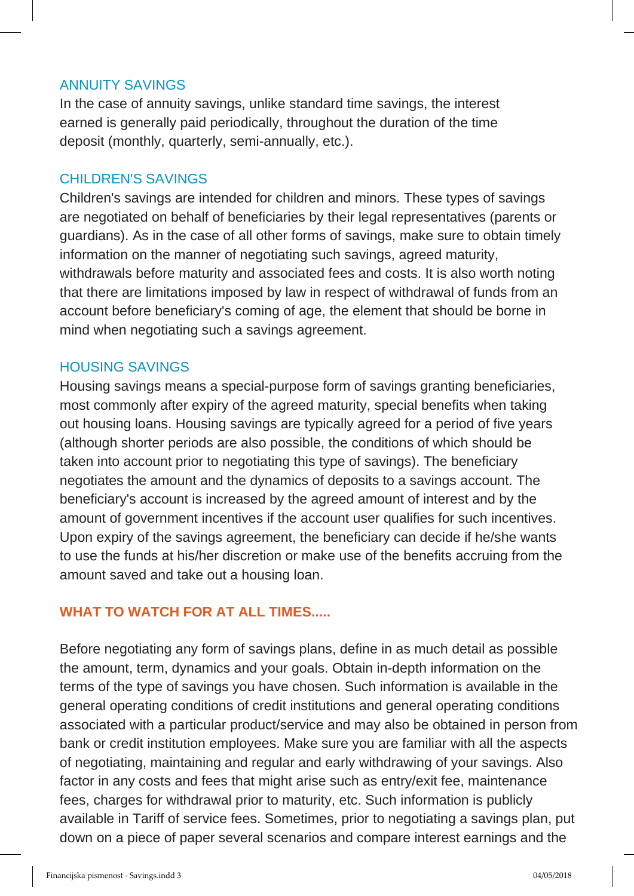### ANNUITY SAVINGS

In the case of annuity savings, unlike standard time savings, the interest earned is generally paid periodically, throughout the duration of the time deposit (monthly, quarterly, semi-annually, etc.).

### CHILDREN'S SAVINGS

Children's savings are intended for children and minors. These types of savings are negotiated on behalf of beneficiaries by their legal representatives (parents or guardians). As in the case of all other forms of savings, make sure to obtain timely information on the manner of negotiating such savings, agreed maturity, withdrawals before maturity and associated fees and costs. It is also worth noting that there are limitations imposed by law in respect of withdrawal of funds from an account before beneficiary's coming of age, the element that should be borne in mind when negotiating such a savings agreement.

### HOUSING SAVINGS

Housing savings means a special-purpose form of savings granting beneficiaries, most commonly after expiry of the agreed maturity, special benefits when taking out housing loans. Housing savings are typically agreed for a period of five years (although shorter periods are also possible, the conditions of which should be taken into account prior to negotiating this type of savings). The beneficiary negotiates the amount and the dynamics of deposits to a savings account. The beneficiary's account is increased by the agreed amount of interest and by the amount of government incentives if the account user qualifies for such incentives. Upon expiry of the savings agreement, the beneficiary can decide if he/she wants to use the funds at his/her discretion or make use of the benefits accruing from the amount saved and take out a housing loan.

## WHAT TO WATCH FOR AT ALL TIMES.....

Before negotiating any form of savings plans, define in as much detail as possible the amount, term, dynamics and your goals. Obtain in-depth information on the terms of the type of savings you have chosen. Such information is available in the general operating conditions of credit institutions and general operating conditions associated with a particular product/service and may also be obtained in person from bank or credit institution employees. Make sure you are familiar with all the aspects of negotiating, maintaining and regular and early withdrawing of your savings. Also factor in any costs and fees that might arise such as entry/exit fee, maintenance fees, charges for withdrawal prior to maturity, etc. Such information is publicly available in Tariff of service fees. Sometimes, prior to negotiating a savings plan, put down on a piece of paper several scenarios and compare interest earnings and the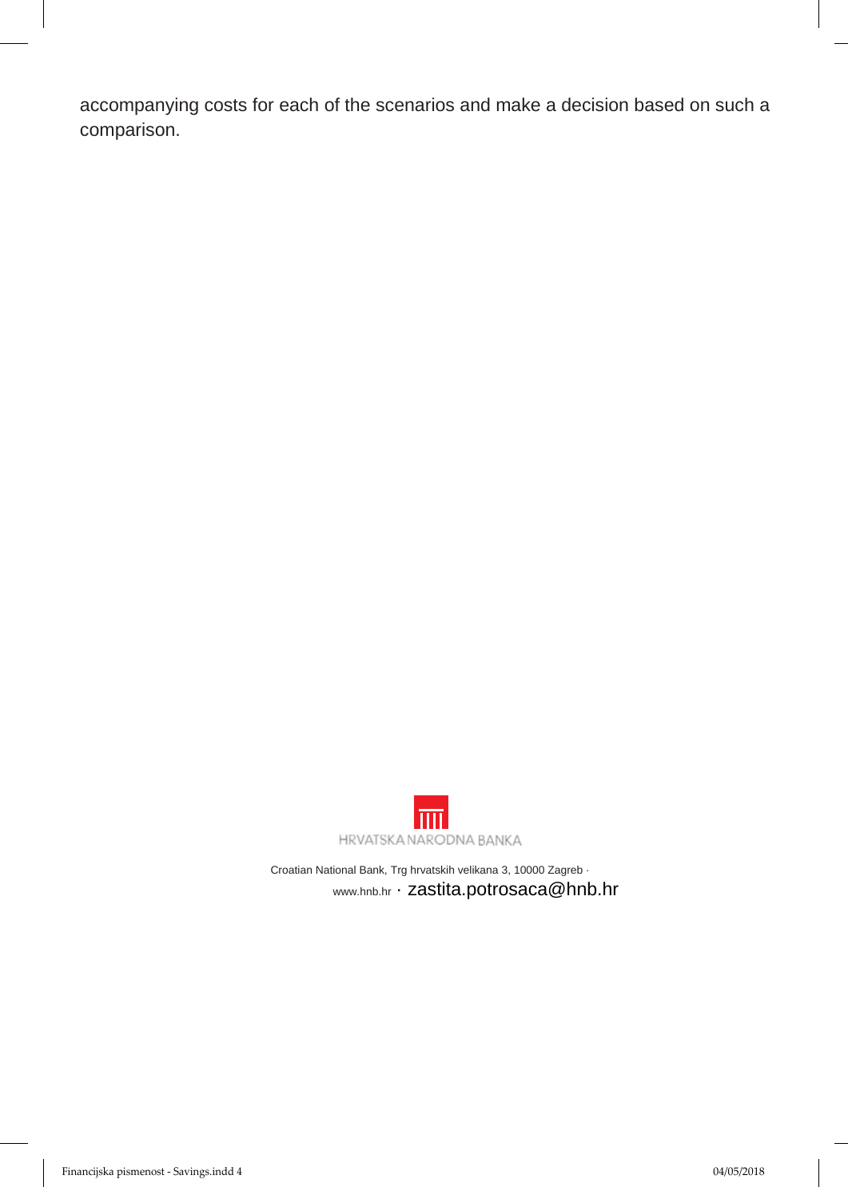accompanying costs for each of the scenarios and make a decision based on such a comparison.

HRVATSKA NARODNA BANKA

Croatian National Bank, Trg hrvatskih velikana 3, 10000 Zagreb ·
www.hnb.hr · zastita.potrosaca@hnb.hr